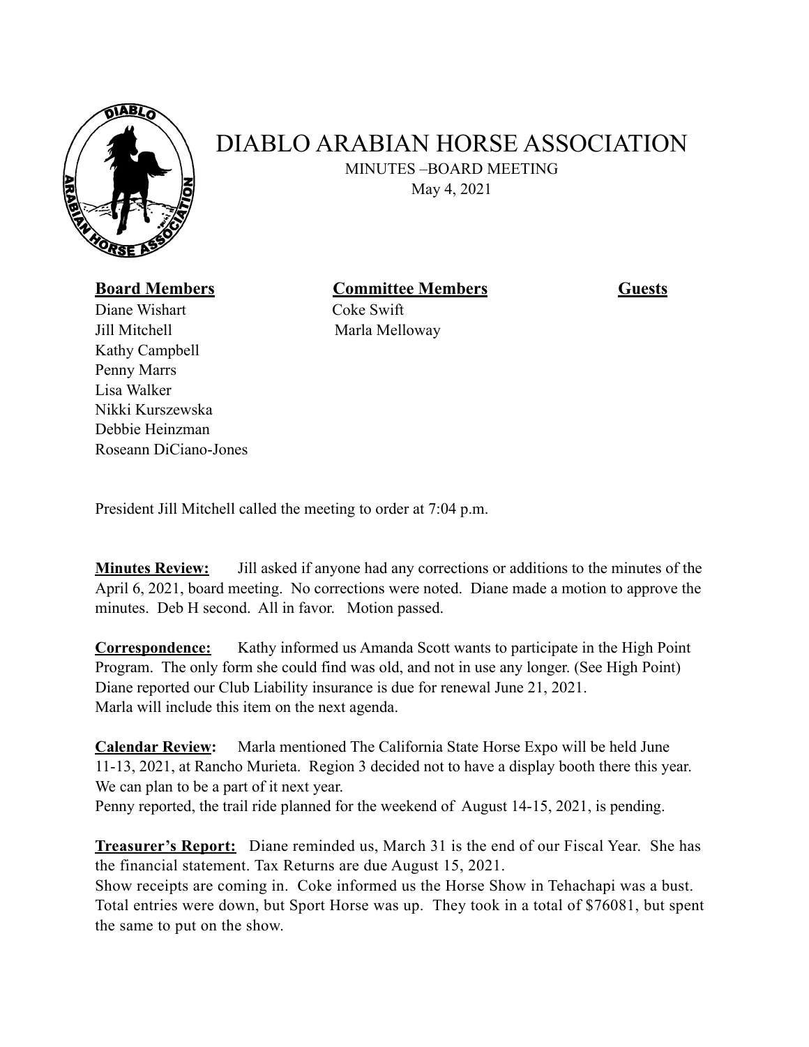# DIABLO ARABIAN HORSE ASSOCIATION

MINUTES –BOARD MEETING
May 4, 2021

| **Board Members** | **Committee Members** | **Guests** |
|---|---|---|
| Diane Wishart | Coke Swift | |
| Jill Mitchell | Marla Melloway | |
| Kathy Campbell | | |
| Penny Marrs | | |
| Lisa Walker | | |
| Nikki Kurszewska | | |
| Debbie Heinzman | | |
| Roseann DiCiano-Jones | | |

President Jill Mitchell called the meeting to order at 7:04 p.m.

**Minutes Review:** Jill asked if anyone had any corrections or additions to the minutes of the April 6, 2021, board meeting. No corrections were noted. Diane made a motion to approve the minutes. Deb H second. All in favor. Motion passed.

**Correspondence:** Kathy informed us Amanda Scott wants to participate in the High Point Program. The only form she could find was old, and not in use any longer. (See High Point)
Diane reported our Club Liability insurance is due for renewal June 21, 2021.
Marla will include this item on the next agenda.

**Calendar Review:** Marla mentioned The California State Horse Expo will be held June 11-13, 2021, at Rancho Murieta. Region 3 decided not to have a display booth there this year. We can plan to be a part of it next year.
Penny reported, the trail ride planned for the weekend of August 14-15, 2021, is pending.

**Treasurer's Report:** Diane reminded us, March 31 is the end of our Fiscal Year. She has the financial statement. Tax Returns are due August 15, 2021.
Show receipts are coming in. Coke informed us the Horse Show in Tehachapi was a bust. Total entries were down, but Sport Horse was up. They took in a total of $76081, but spent the same to put on the show.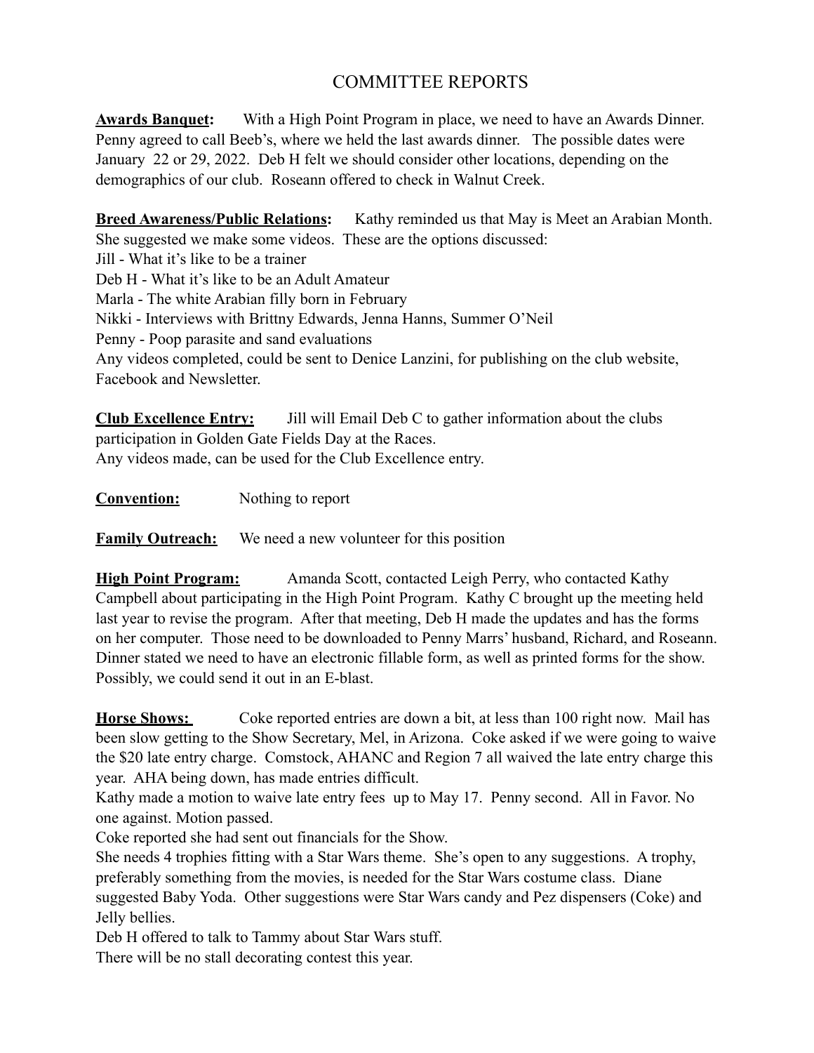# COMMITTEE REPORTS

**Awards Banquet:** With a High Point Program in place, we need to have an Awards Dinner. Penny agreed to call Beeb's, where we held the last awards dinner. The possible dates were January 22 or 29, 2022. Deb H felt we should consider other locations, depending on the demographics of our club. Roseann offered to check in Walnut Creek.

**Breed Awareness/Public Relations:** Kathy reminded us that May is Meet an Arabian Month. She suggested we make some videos. These are the options discussed:
Jill - What it's like to be a trainer
Deb H - What it's like to be an Adult Amateur
Marla - The white Arabian filly born in February
Nikki - Interviews with Brittny Edwards, Jenna Hanns, Summer O'Neil
Penny - Poop parasite and sand evaluations
Any videos completed, could be sent to Denice Lanzini, for publishing on the club website, Facebook and Newsletter.

**Club Excellence Entry:** Jill will Email Deb C to gather information about the clubs participation in Golden Gate Fields Day at the Races.
Any videos made, can be used for the Club Excellence entry.

**Convention:** Nothing to report

**Family Outreach:** We need a new volunteer for this position

**High Point Program:** Amanda Scott, contacted Leigh Perry, who contacted Kathy Campbell about participating in the High Point Program. Kathy C brought up the meeting held last year to revise the program. After that meeting, Deb H made the updates and has the forms on her computer. Those need to be downloaded to Penny Marrs' husband, Richard, and Roseann. Dinner stated we need to have an electronic fillable form, as well as printed forms for the show. Possibly, we could send it out in an E-blast.

**Horse Shows:** Coke reported entries are down a bit, at less than 100 right now. Mail has been slow getting to the Show Secretary, Mel, in Arizona. Coke asked if we were going to waive the $20 late entry charge. Comstock, AHANC and Region 7 all waived the late entry charge this year. AHA being down, has made entries difficult.
Kathy made a motion to waive late entry fees up to May 17. Penny second. All in Favor. No one against. Motion passed.
Coke reported she had sent out financials for the Show.
She needs 4 trophies fitting with a Star Wars theme. She's open to any suggestions. A trophy, preferably something from the movies, is needed for the Star Wars costume class. Diane suggested Baby Yoda. Other suggestions were Star Wars candy and Pez dispensers (Coke) and Jelly bellies.
Deb H offered to talk to Tammy about Star Wars stuff.
There will be no stall decorating contest this year.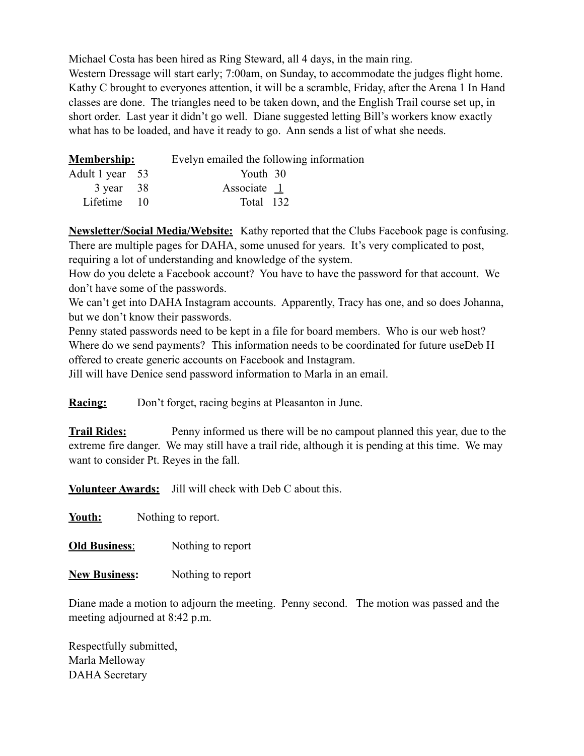Michael Costa has been hired as Ring Steward, all 4 days, in the main ring.
Western Dressage will start early; 7:00am, on Sunday, to accommodate the judges flight home.
Kathy C brought to everyones attention, it will be a scramble, Friday, after the Arena 1 In Hand classes are done. The triangles need to be taken down, and the English Trail course set up, in short order. Last year it didn't go well. Diane suggested letting Bill's workers know exactly what has to be loaded, and have it ready to go. Ann sends a list of what she needs.

**Membership:** Evelyn emailed the following information

| | | | |
|---|---|---|---|
| Adult 1 year | 53 | Youth | 30 |
| 3 year | 38 | Associate | 1 |
| Lifetime | 10 | Total | 132 |

**Newsletter/Social Media/Website:** Kathy reported that the Clubs Facebook page is confusing. There are multiple pages for DAHA, some unused for years. It's very complicated to post, requiring a lot of understanding and knowledge of the system.
How do you delete a Facebook account? You have to have the password for that account. We don't have some of the passwords.
We can't get into DAHA Instagram accounts. Apparently, Tracy has one, and so does Johanna, but we don't know their passwords.
Penny stated passwords need to be kept in a file for board members. Who is our web host? Where do we send payments? This information needs to be coordinated for future useDeb H offered to create generic accounts on Facebook and Instagram.
Jill will have Denice send password information to Marla in an email.

**Racing:** Don't forget, racing begins at Pleasanton in June.

**Trail Rides:** Penny informed us there will be no campout planned this year, due to the extreme fire danger. We may still have a trail ride, although it is pending at this time. We may want to consider Pt. Reyes in the fall.

**Volunteer Awards:** Jill will check with Deb C about this.

**Youth:** Nothing to report.

**Old Business**: Nothing to report

**New Business:** Nothing to report

Diane made a motion to adjourn the meeting. Penny second. The motion was passed and the meeting adjourned at 8:42 p.m.

Respectfully submitted,
Marla Melloway
DAHA Secretary